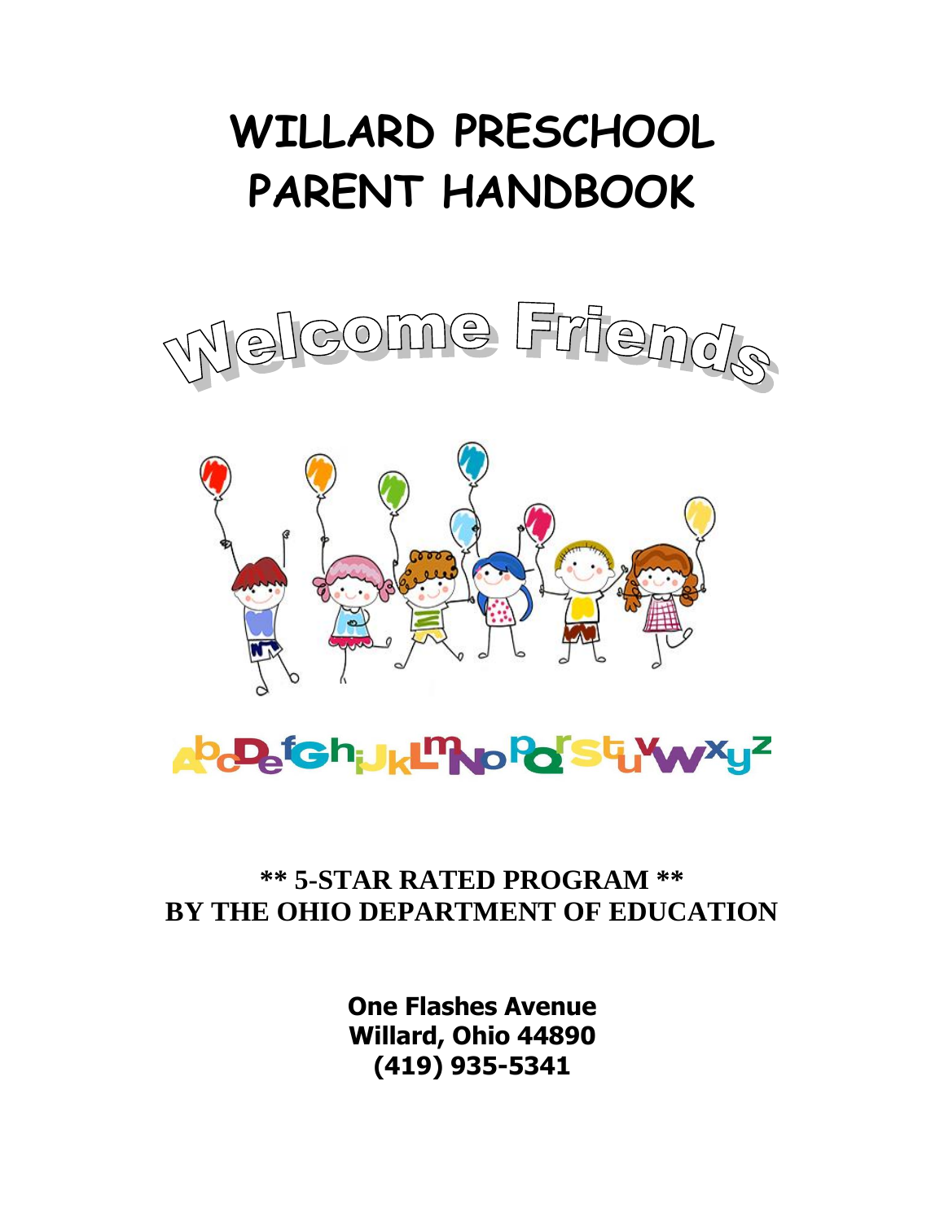# WILLARD PRESCHOOL PARENT HANDBOOK

Welcome Friends

AbcDefGhiJkLmNoPqrStuVwxyz

**\*\* 5-STAR RATED PROGRAM \*\***
**BY THE OHIO DEPARTMENT OF EDUCATION**

**One Flashes Avenue**
**Willard, Ohio 44890**
**(419) 935-5341**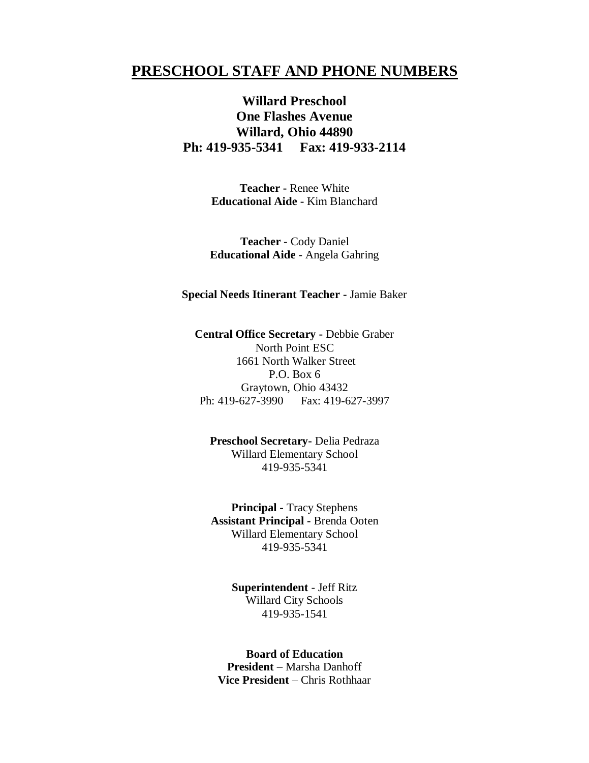# PRESCHOOL STAFF AND PHONE NUMBERS

**Willard Preschool**
**One Flashes Avenue**
**Willard, Ohio 44890**
**Ph: 419-935-5341 Fax: 419-933-2114**

**Teacher -** Renee White
**Educational Aide -** Kim Blanchard

**Teacher** - Cody Daniel
**Educational Aide** - Angela Gahring

**Special Needs Itinerant Teacher -** Jamie Baker

**Central Office Secretary -** Debbie Graber
North Point ESC
1661 North Walker Street
P.O. Box 6
Graytown, Ohio 43432
Ph: 419-627-3990 Fax: 419-627-3997

**Preschool Secretary-** Delia Pedraza
Willard Elementary School
419-935-5341

**Principal -** Tracy Stephens
**Assistant Principal -** Brenda Ooten
Willard Elementary School
419-935-5341

**Superintendent** - Jeff Ritz
Willard City Schools
419-935-1541

**Board of Education**
**President** – Marsha Danhoff
**Vice President** – Chris Rothhaar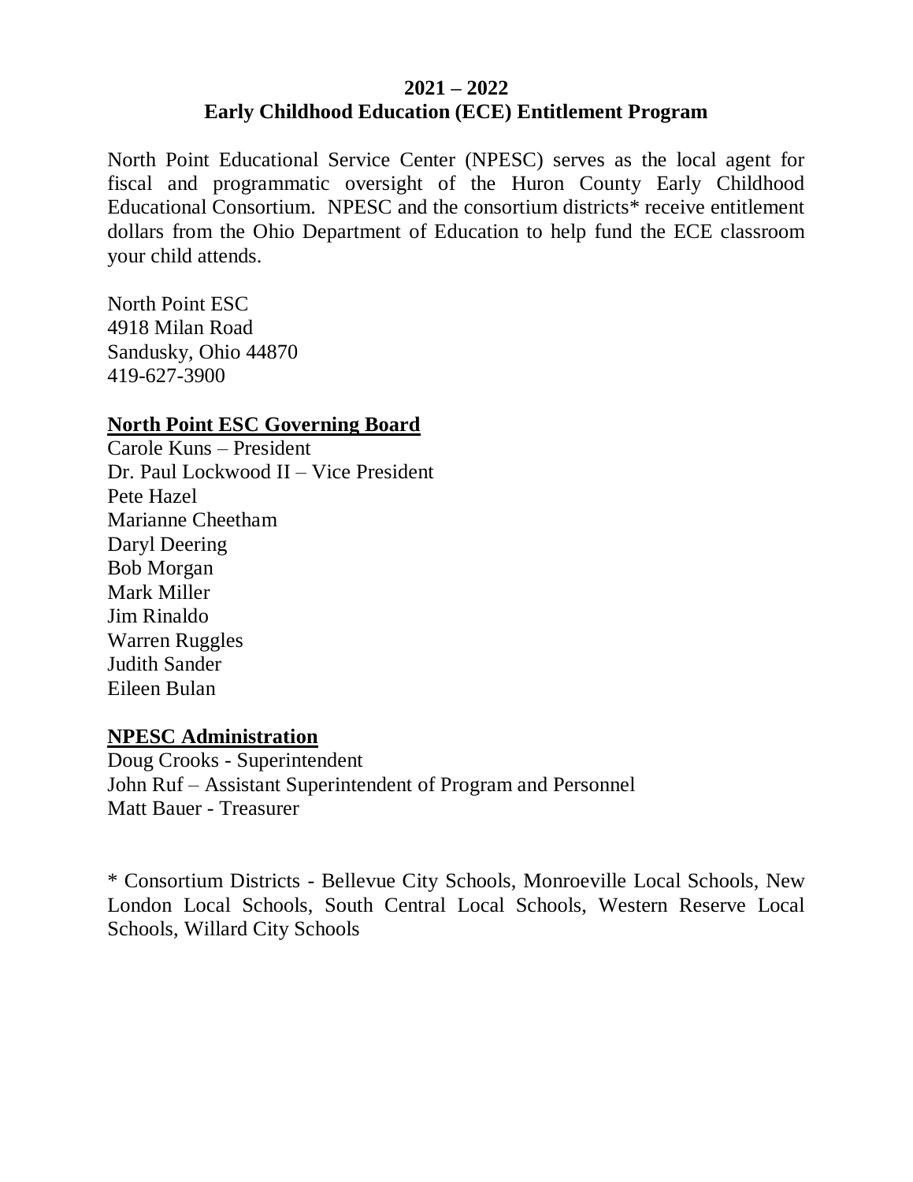# 2021 – 2022
## Early Childhood Education (ECE) Entitlement Program

North Point Educational Service Center (NPESC) serves as the local agent for fiscal and programmatic oversight of the Huron County Early Childhood Educational Consortium. NPESC and the consortium districts* receive entitlement dollars from the Ohio Department of Education to help fund the ECE classroom your child attends.

North Point ESC
4918 Milan Road
Sandusky, Ohio 44870
419-627-3900

**North Point ESC Governing Board**

Carole Kuns – President
Dr. Paul Lockwood II – Vice President
Pete Hazel
Marianne Cheetham
Daryl Deering
Bob Morgan
Mark Miller
Jim Rinaldo
Warren Ruggles
Judith Sander
Eileen Bulan

**NPESC Administration**

Doug Crooks - Superintendent
John Ruf – Assistant Superintendent of Program and Personnel
Matt Bauer - Treasurer

* Consortium Districts - Bellevue City Schools, Monroeville Local Schools, New London Local Schools, South Central Local Schools, Western Reserve Local Schools, Willard City Schools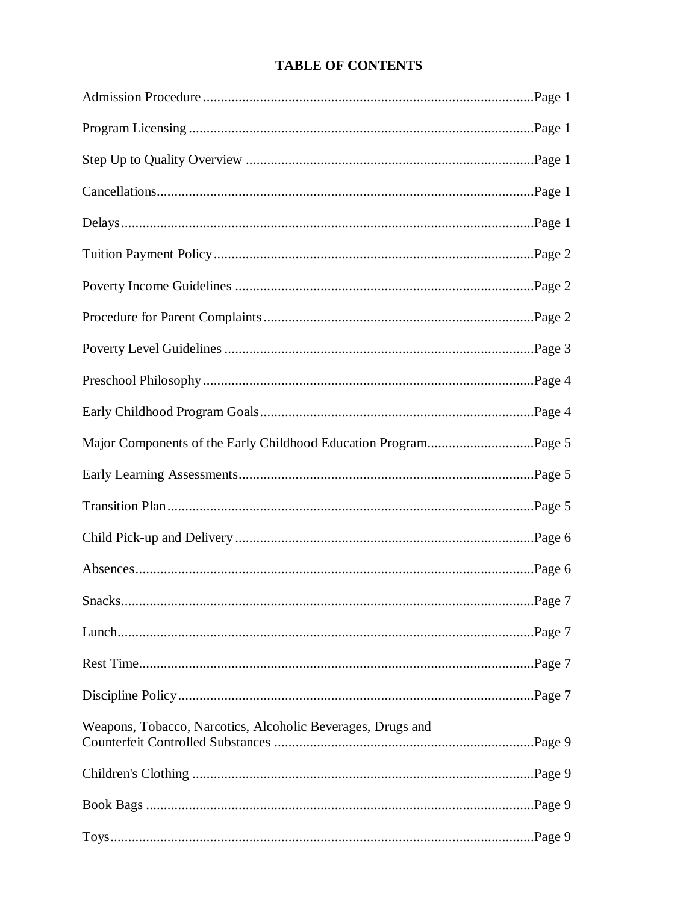# TABLE OF CONTENTS

| | |
|---|---|
| Admission Procedure | Page 1 |
| Program Licensing | Page 1 |
| Step Up to Quality Overview | Page 1 |
| Cancellations | Page 1 |
| Delays | Page 1 |
| Tuition Payment Policy | Page 2 |
| Poverty Income Guidelines | Page 2 |
| Procedure for Parent Complaints | Page 2 |
| Poverty Level Guidelines | Page 3 |
| Preschool Philosophy | Page 4 |
| Early Childhood Program Goals | Page 4 |
| Major Components of the Early Childhood Education Program | Page 5 |
| Early Learning Assessments | Page 5 |
| Transition Plan | Page 5 |
| Child Pick-up and Delivery | Page 6 |
| Absences | Page 6 |
| Snacks | Page 7 |
| Lunch | Page 7 |
| Rest Time | Page 7 |
| Discipline Policy | Page 7 |
| Weapons, Tobacco, Narcotics, Alcoholic Beverages, Drugs and Counterfeit Controlled Substances | Page 9 |
| Children's Clothing | Page 9 |
| Book Bags | Page 9 |
| Toys | Page 9 |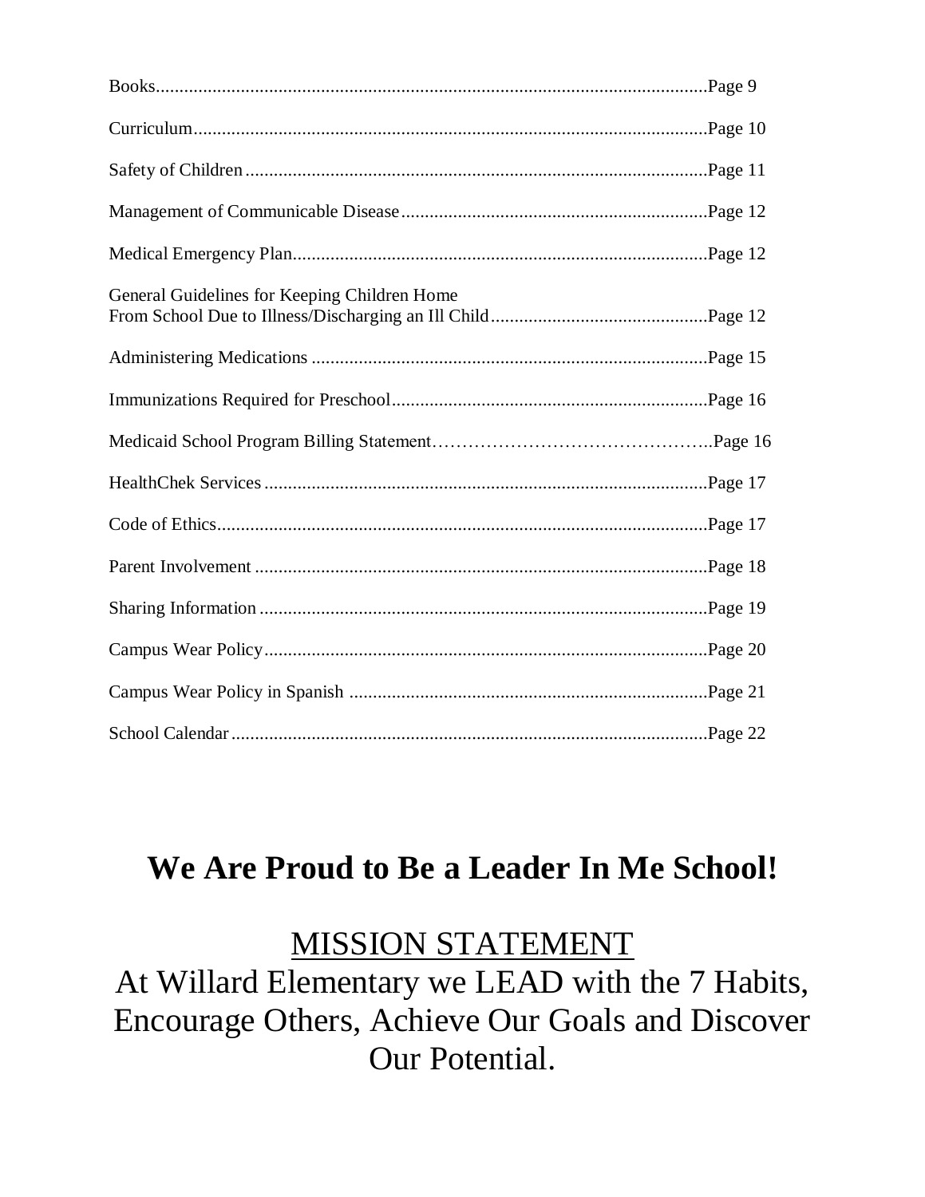Books....................................................................................................................Page 9

Curriculum............................................................................................................Page 10

Safety of Children.................................................................................................Page 11

Management of Communicable Disease...............................................................Page 12

Medical Emergency Plan.......................................................................................Page 12

General Guidelines for Keeping Children Home
From School Due to Illness/Discharging an Ill Child.............................................Page 12

Administering Medications ..................................................................................Page 15

Immunizations Required for Preschool..................................................................Page 16

Medicaid School Program Billing Statement………………………………………..Page 16

HealthChek Services.............................................................................................Page 17

Code of Ethics.......................................................................................................Page 17

Parent Involvement ...............................................................................................Page 18

Sharing Information .............................................................................................Page 19

Campus Wear Policy.............................................................................................Page 20

Campus Wear Policy in Spanish ...........................................................................Page 21

School Calendar....................................................................................................Page 22

# We Are Proud to Be a Leader In Me School!

## MISSION STATEMENT

At Willard Elementary we LEAD with the 7 Habits, Encourage Others, Achieve Our Goals and Discover Our Potential.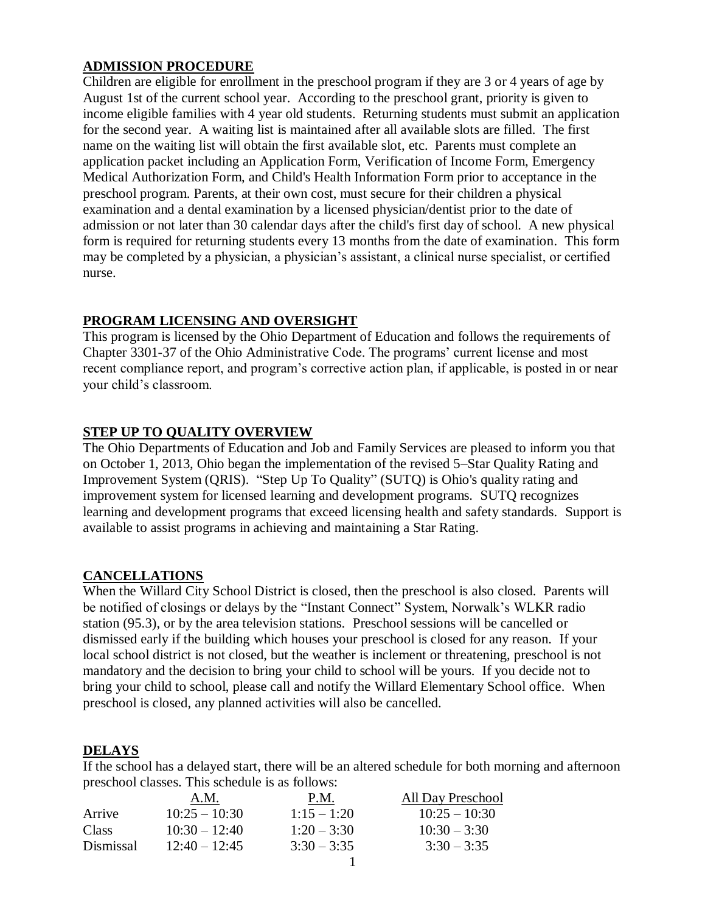## ADMISSION PROCEDURE

Children are eligible for enrollment in the preschool program if they are 3 or 4 years of age by August 1st of the current school year. According to the preschool grant, priority is given to income eligible families with 4 year old students. Returning students must submit an application for the second year. A waiting list is maintained after all available slots are filled. The first name on the waiting list will obtain the first available slot, etc. Parents must complete an application packet including an Application Form, Verification of Income Form, Emergency Medical Authorization Form, and Child's Health Information Form prior to acceptance in the preschool program. Parents, at their own cost, must secure for their children a physical examination and a dental examination by a licensed physician/dentist prior to the date of admission or not later than 30 calendar days after the child's first day of school. A new physical form is required for returning students every 13 months from the date of examination. This form may be completed by a physician, a physician's assistant, a clinical nurse specialist, or certified nurse.

## PROGRAM LICENSING AND OVERSIGHT

This program is licensed by the Ohio Department of Education and follows the requirements of Chapter 3301-37 of the Ohio Administrative Code. The programs' current license and most recent compliance report, and program's corrective action plan, if applicable, is posted in or near your child's classroom.

## STEP UP TO QUALITY OVERVIEW

The Ohio Departments of Education and Job and Family Services are pleased to inform you that on October 1, 2013, Ohio began the implementation of the revised 5–Star Quality Rating and Improvement System (QRIS). "Step Up To Quality" (SUTQ) is Ohio's quality rating and improvement system for licensed learning and development programs. SUTQ recognizes learning and development programs that exceed licensing health and safety standards. Support is available to assist programs in achieving and maintaining a Star Rating.

## CANCELLATIONS

When the Willard City School District is closed, then the preschool is also closed. Parents will be notified of closings or delays by the "Instant Connect" System, Norwalk's WLKR radio station (95.3), or by the area television stations. Preschool sessions will be cancelled or dismissed early if the building which houses your preschool is closed for any reason. If your local school district is not closed, but the weather is inclement or threatening, preschool is not mandatory and the decision to bring your child to school will be yours. If you decide not to bring your child to school, please call and notify the Willard Elementary School office. When preschool is closed, any planned activities will also be cancelled.

## DELAYS

If the school has a delayed start, there will be an altered schedule for both morning and afternoon preschool classes. This schedule is as follows:

| | A.M. | P.M. | All Day Preschool |
|---|---|---|---|
| Arrive | 10:25 – 10:30 | 1:15 – 1:20 | 10:25 – 10:30 |
| Class | 10:30 – 12:40 | 1:20 – 3:30 | 10:30 – 3:30 |
| Dismissal | 12:40 – 12:45 | 3:30 – 3:35 | 3:30 – 3:35 |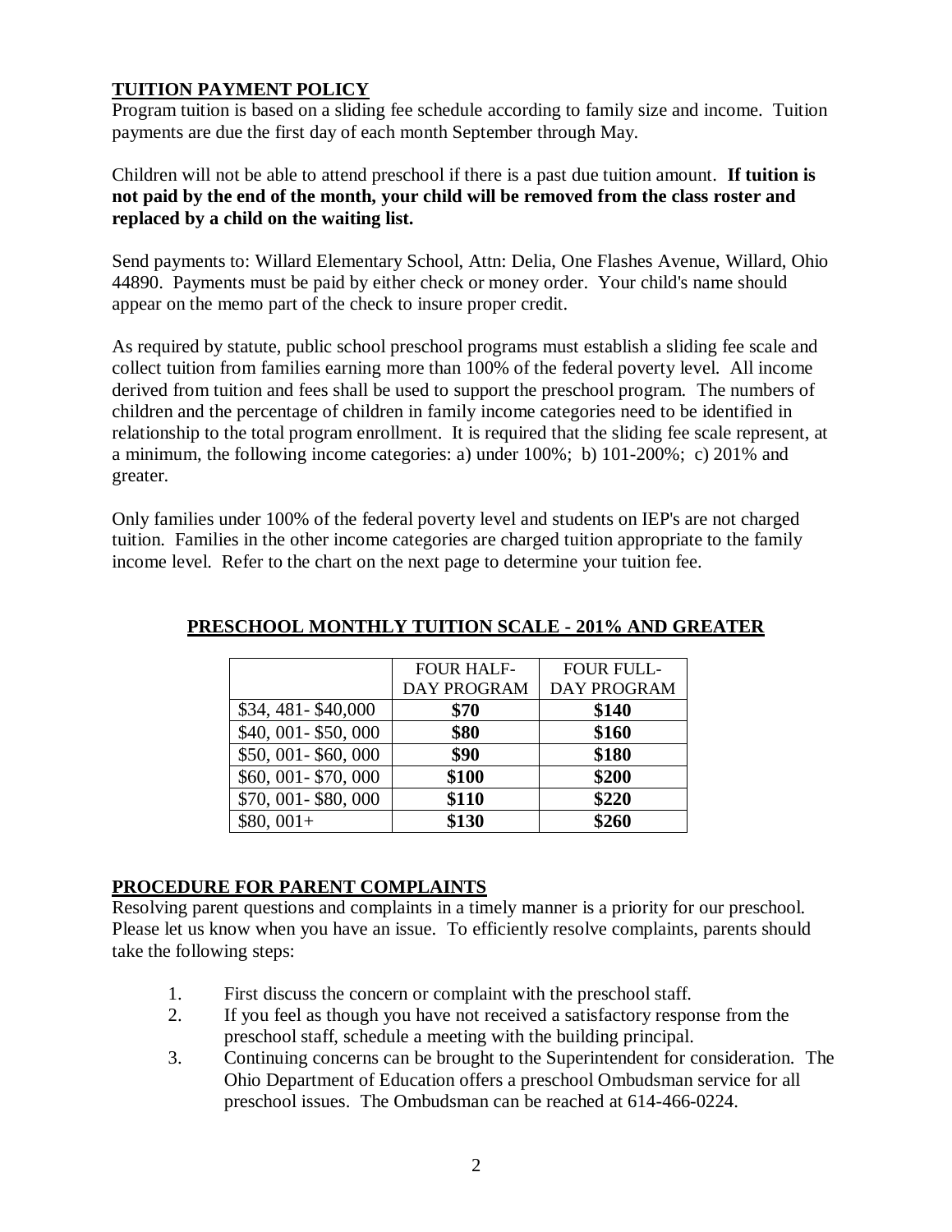## TUITION PAYMENT POLICY

Program tuition is based on a sliding fee schedule according to family size and income. Tuition payments are due the first day of each month September through May.

Children will not be able to attend preschool if there is a past due tuition amount. **If tuition is not paid by the end of the month, your child will be removed from the class roster and replaced by a child on the waiting list.**

Send payments to: Willard Elementary School, Attn: Delia, One Flashes Avenue, Willard, Ohio 44890. Payments must be paid by either check or money order. Your child's name should appear on the memo part of the check to insure proper credit.

As required by statute, public school preschool programs must establish a sliding fee scale and collect tuition from families earning more than 100% of the federal poverty level. All income derived from tuition and fees shall be used to support the preschool program. The numbers of children and the percentage of children in family income categories need to be identified in relationship to the total program enrollment. It is required that the sliding fee scale represent, at a minimum, the following income categories: a) under 100%; b) 101-200%; c) 201% and greater.

Only families under 100% of the federal poverty level and students on IEP's are not charged tuition. Families in the other income categories are charged tuition appropriate to the family income level. Refer to the chart on the next page to determine your tuition fee.

## PRESCHOOL MONTHLY TUITION SCALE - 201% AND GREATER

| | FOUR HALF-DAY PROGRAM | FOUR FULL-DAY PROGRAM |
|---|---|---|
| $34, 481- $40,000 | **$70** | **$140** |
| $40, 001- $50, 000 | **$80** | **$160** |
| $50, 001- $60, 000 | **$90** | **$180** |
| $60, 001- $70, 000 | **$100** | **$200** |
| $70, 001- $80, 000 | **$110** | **$220** |
| $80, 001+ | **$130** | **$260** |

## PROCEDURE FOR PARENT COMPLAINTS

Resolving parent questions and complaints in a timely manner is a priority for our preschool. Please let us know when you have an issue. To efficiently resolve complaints, parents should take the following steps:

1. First discuss the concern or complaint with the preschool staff.
2. If you feel as though you have not received a satisfactory response from the preschool staff, schedule a meeting with the building principal.
3. Continuing concerns can be brought to the Superintendent for consideration. The Ohio Department of Education offers a preschool Ombudsman service for all preschool issues. The Ombudsman can be reached at 614-466-0224.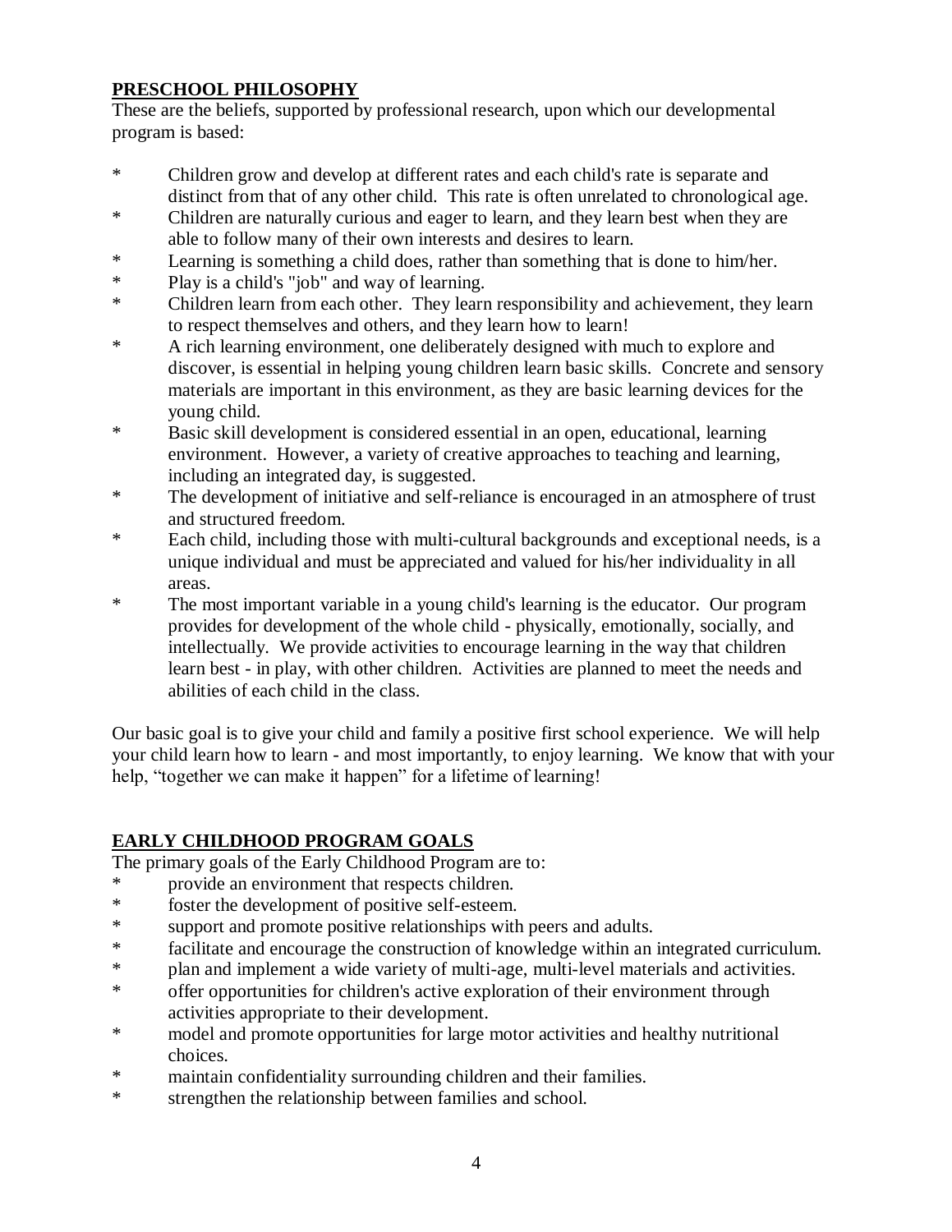## PRESCHOOL PHILOSOPHY

These are the beliefs, supported by professional research, upon which our developmental program is based:

* Children grow and develop at different rates and each child's rate is separate and distinct from that of any other child. This rate is often unrelated to chronological age.
* Children are naturally curious and eager to learn, and they learn best when they are able to follow many of their own interests and desires to learn.
* Learning is something a child does, rather than something that is done to him/her.
* Play is a child's "job" and way of learning.
* Children learn from each other. They learn responsibility and achievement, they learn to respect themselves and others, and they learn how to learn!
* A rich learning environment, one deliberately designed with much to explore and discover, is essential in helping young children learn basic skills. Concrete and sensory materials are important in this environment, as they are basic learning devices for the young child.
* Basic skill development is considered essential in an open, educational, learning environment. However, a variety of creative approaches to teaching and learning, including an integrated day, is suggested.
* The development of initiative and self-reliance is encouraged in an atmosphere of trust and structured freedom.
* Each child, including those with multi-cultural backgrounds and exceptional needs, is a unique individual and must be appreciated and valued for his/her individuality in all areas.
* The most important variable in a young child's learning is the educator. Our program provides for development of the whole child - physically, emotionally, socially, and intellectually. We provide activities to encourage learning in the way that children learn best - in play, with other children. Activities are planned to meet the needs and abilities of each child in the class.

Our basic goal is to give your child and family a positive first school experience. We will help your child learn how to learn - and most importantly, to enjoy learning. We know that with your help, "together we can make it happen" for a lifetime of learning!

## EARLY CHILDHOOD PROGRAM GOALS

The primary goals of the Early Childhood Program are to:

* provide an environment that respects children.
* foster the development of positive self-esteem.
* support and promote positive relationships with peers and adults.
* facilitate and encourage the construction of knowledge within an integrated curriculum.
* plan and implement a wide variety of multi-age, multi-level materials and activities.
* offer opportunities for children's active exploration of their environment through activities appropriate to their development.
* model and promote opportunities for large motor activities and healthy nutritional choices.
* maintain confidentiality surrounding children and their families.
* strengthen the relationship between families and school.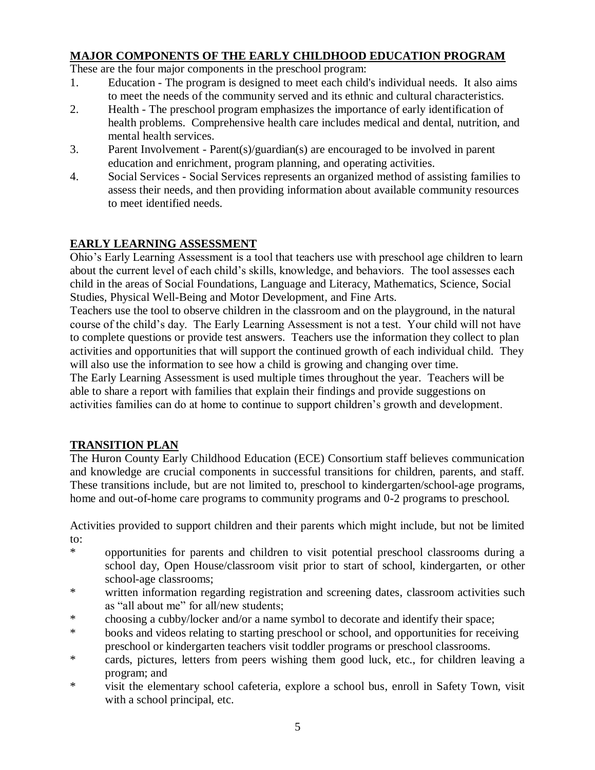## MAJOR COMPONENTS OF THE EARLY CHILDHOOD EDUCATION PROGRAM

These are the four major components in the preschool program:

1. Education - The program is designed to meet each child's individual needs. It also aims to meet the needs of the community served and its ethnic and cultural characteristics.
2. Health - The preschool program emphasizes the importance of early identification of health problems. Comprehensive health care includes medical and dental, nutrition, and mental health services.
3. Parent Involvement - Parent(s)/guardian(s) are encouraged to be involved in parent education and enrichment, program planning, and operating activities.
4. Social Services - Social Services represents an organized method of assisting families to assess their needs, and then providing information about available community resources to meet identified needs.

## EARLY LEARNING ASSESSMENT

Ohio's Early Learning Assessment is a tool that teachers use with preschool age children to learn about the current level of each child's skills, knowledge, and behaviors. The tool assesses each child in the areas of Social Foundations, Language and Literacy, Mathematics, Science, Social Studies, Physical Well-Being and Motor Development, and Fine Arts.

Teachers use the tool to observe children in the classroom and on the playground, in the natural course of the child's day. The Early Learning Assessment is not a test. Your child will not have to complete questions or provide test answers. Teachers use the information they collect to plan activities and opportunities that will support the continued growth of each individual child. They will also use the information to see how a child is growing and changing over time.

The Early Learning Assessment is used multiple times throughout the year. Teachers will be able to share a report with families that explain their findings and provide suggestions on activities families can do at home to continue to support children's growth and development.

## TRANSITION PLAN

The Huron County Early Childhood Education (ECE) Consortium staff believes communication and knowledge are crucial components in successful transitions for children, parents, and staff. These transitions include, but are not limited to, preschool to kindergarten/school-age programs, home and out-of-home care programs to community programs and 0-2 programs to preschool.

Activities provided to support children and their parents which might include, but not be limited to:

* opportunities for parents and children to visit potential preschool classrooms during a school day, Open House/classroom visit prior to start of school, kindergarten, or other school-age classrooms;
* written information regarding registration and screening dates, classroom activities such as "all about me" for all/new students;
* choosing a cubby/locker and/or a name symbol to decorate and identify their space;
* books and videos relating to starting preschool or school, and opportunities for receiving preschool or kindergarten teachers visit toddler programs or preschool classrooms.
* cards, pictures, letters from peers wishing them good luck, etc., for children leaving a program; and
* visit the elementary school cafeteria, explore a school bus, enroll in Safety Town, visit with a school principal, etc.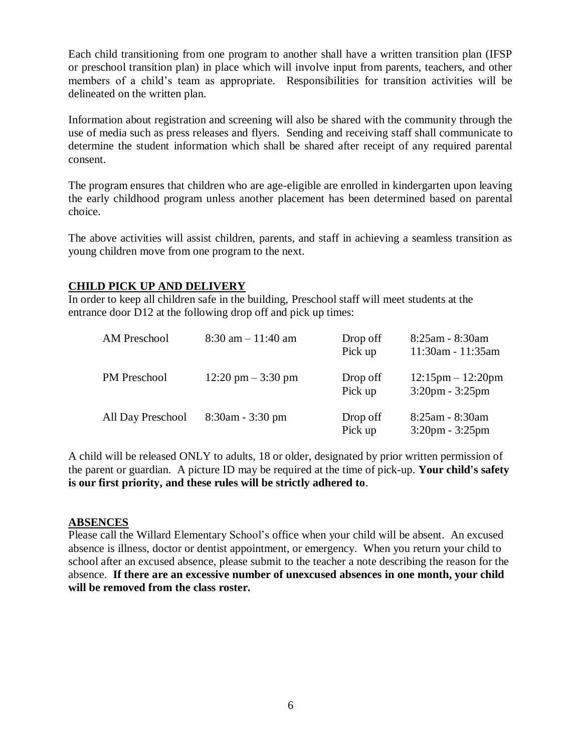Each child transitioning from one program to another shall have a written transition plan (IFSP or preschool transition plan) in place which will involve input from parents, teachers, and other members of a child's team as appropriate. Responsibilities for transition activities will be delineated on the written plan.

Information about registration and screening will also be shared with the community through the use of media such as press releases and flyers. Sending and receiving staff shall communicate to determine the student information which shall be shared after receipt of any required parental consent.

The program ensures that children who are age-eligible are enrolled in kindergarten upon leaving the early childhood program unless another placement has been determined based on parental choice.

The above activities will assist children, parents, and staff in achieving a seamless transition as young children move from one program to the next.

## CHILD PICK UP AND DELIVERY

In order to keep all children safe in the building, Preschool staff will meet students at the entrance door D12 at the following drop off and pick up times:

| | | | |
|---|---|---|---|
| AM Preschool | 8:30 am – 11:40 am | Drop off<br>Pick up | 8:25am - 8:30am<br>11:30am - 11:35am |
| PM Preschool | 12:20 pm – 3:30 pm | Drop off<br>Pick up | 12:15pm – 12:20pm<br>3:20pm - 3:25pm |
| All Day Preschool | 8:30am - 3:30 pm | Drop off<br>Pick up | 8:25am - 8:30am<br>3:20pm - 3:25pm |

A child will be released ONLY to adults, 18 or older, designated by prior written permission of the parent or guardian. A picture ID may be required at the time of pick-up. **Your child's safety is our first priority, and these rules will be strictly adhered to**.

## ABSENCES

Please call the Willard Elementary School's office when your child will be absent. An excused absence is illness, doctor or dentist appointment, or emergency. When you return your child to school after an excused absence, please submit to the teacher a note describing the reason for the absence. **If there are an excessive number of unexcused absences in one month, your child will be removed from the class roster.**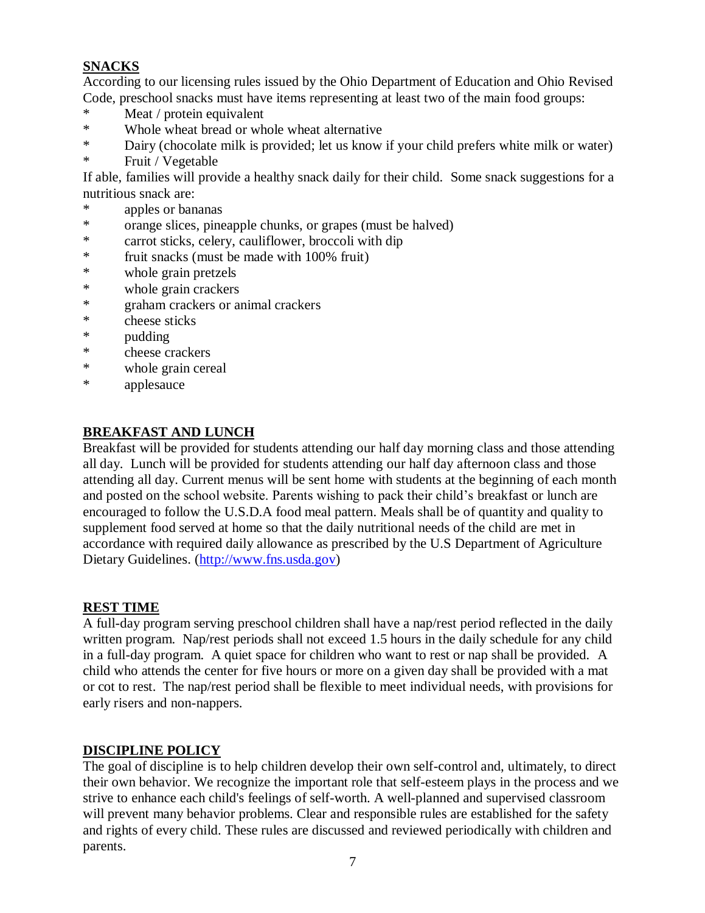## SNACKS

According to our licensing rules issued by the Ohio Department of Education and Ohio Revised Code, preschool snacks must have items representing at least two of the main food groups:

* Meat / protein equivalent
* Whole wheat bread or whole wheat alternative
* Dairy (chocolate milk is provided; let us know if your child prefers white milk or water)
* Fruit / Vegetable

If able, families will provide a healthy snack daily for their child. Some snack suggestions for a nutritious snack are:

* apples or bananas
* orange slices, pineapple chunks, or grapes (must be halved)
* carrot sticks, celery, cauliflower, broccoli with dip
* fruit snacks (must be made with 100% fruit)
* whole grain pretzels
* whole grain crackers
* graham crackers or animal crackers
* cheese sticks
* pudding
* cheese crackers
* whole grain cereal
* applesauce

## BREAKFAST AND LUNCH

Breakfast will be provided for students attending our half day morning class and those attending all day. Lunch will be provided for students attending our half day afternoon class and those attending all day. Current menus will be sent home with students at the beginning of each month and posted on the school website. Parents wishing to pack their child's breakfast or lunch are encouraged to follow the U.S.D.A food meal pattern. Meals shall be of quantity and quality to supplement food served at home so that the daily nutritional needs of the child are met in accordance with required daily allowance as prescribed by the U.S Department of Agriculture Dietary Guidelines. ([http://www.fns.usda.gov](http://www.fns.usda.gov))

## REST TIME

A full-day program serving preschool children shall have a nap/rest period reflected in the daily written program. Nap/rest periods shall not exceed 1.5 hours in the daily schedule for any child in a full-day program. A quiet space for children who want to rest or nap shall be provided. A child who attends the center for five hours or more on a given day shall be provided with a mat or cot to rest. The nap/rest period shall be flexible to meet individual needs, with provisions for early risers and non-nappers.

## DISCIPLINE POLICY

The goal of discipline is to help children develop their own self-control and, ultimately, to direct their own behavior. We recognize the important role that self-esteem plays in the process and we strive to enhance each child's feelings of self-worth. A well-planned and supervised classroom will prevent many behavior problems. Clear and responsible rules are established for the safety and rights of every child. These rules are discussed and reviewed periodically with children and parents.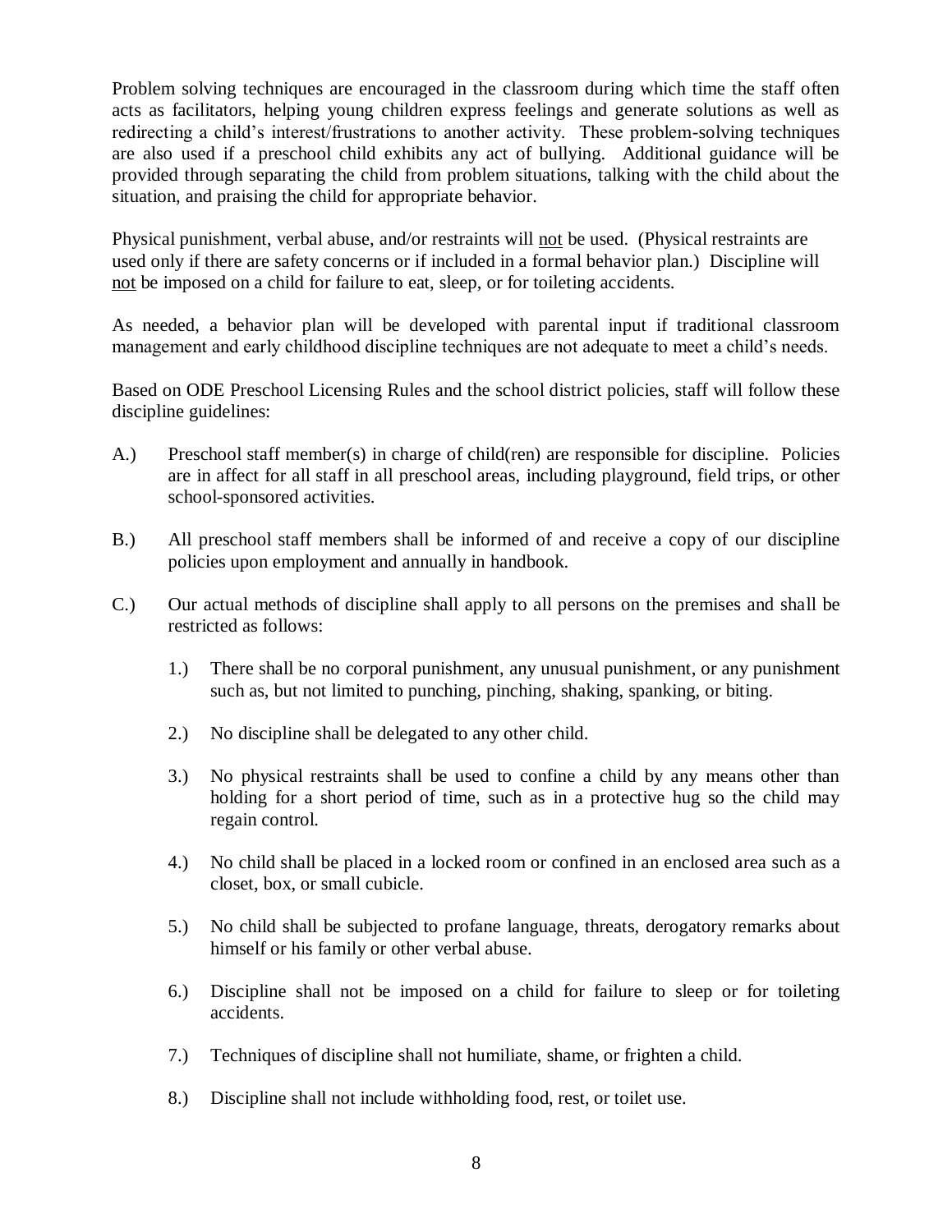Problem solving techniques are encouraged in the classroom during which time the staff often acts as facilitators, helping young children express feelings and generate solutions as well as redirecting a child's interest/frustrations to another activity. These problem-solving techniques are also used if a preschool child exhibits any act of bullying. Additional guidance will be provided through separating the child from problem situations, talking with the child about the situation, and praising the child for appropriate behavior.

Physical punishment, verbal abuse, and/or restraints will not be used. (Physical restraints are used only if there are safety concerns or if included in a formal behavior plan.) Discipline will not be imposed on a child for failure to eat, sleep, or for toileting accidents.

As needed, a behavior plan will be developed with parental input if traditional classroom management and early childhood discipline techniques are not adequate to meet a child's needs.

Based on ODE Preschool Licensing Rules and the school district policies, staff will follow these discipline guidelines:

A.) Preschool staff member(s) in charge of child(ren) are responsible for discipline. Policies are in affect for all staff in all preschool areas, including playground, field trips, or other school-sponsored activities.

B.) All preschool staff members shall be informed of and receive a copy of our discipline policies upon employment and annually in handbook.

C.) Our actual methods of discipline shall apply to all persons on the premises and shall be restricted as follows:

   1.) There shall be no corporal punishment, any unusual punishment, or any punishment such as, but not limited to punching, pinching, shaking, spanking, or biting.

   2.) No discipline shall be delegated to any other child.

   3.) No physical restraints shall be used to confine a child by any means other than holding for a short period of time, such as in a protective hug so the child may regain control.

   4.) No child shall be placed in a locked room or confined in an enclosed area such as a closet, box, or small cubicle.

   5.) No child shall be subjected to profane language, threats, derogatory remarks about himself or his family or other verbal abuse.

   6.) Discipline shall not be imposed on a child for failure to sleep or for toileting accidents.

   7.) Techniques of discipline shall not humiliate, shame, or frighten a child.

   8.) Discipline shall not include withholding food, rest, or toilet use.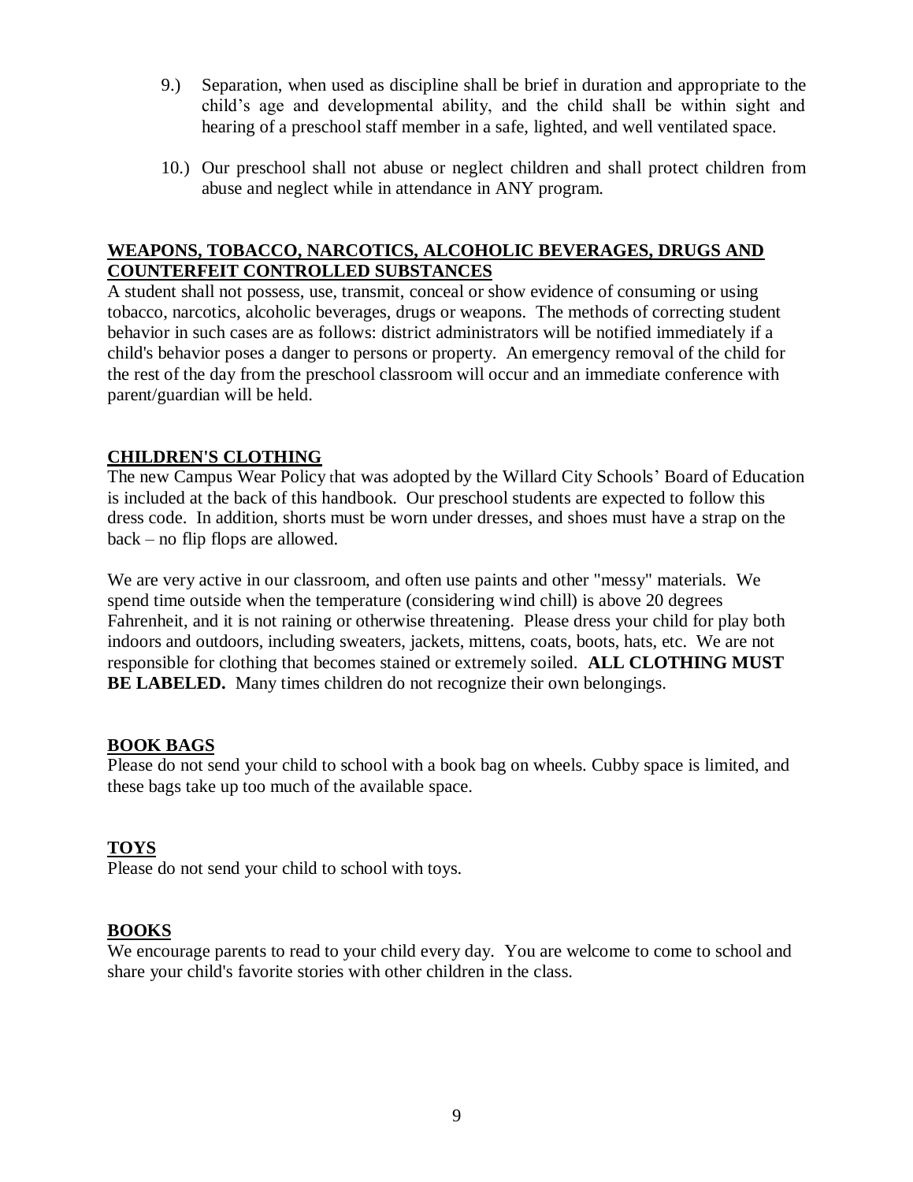9.) Separation, when used as discipline shall be brief in duration and appropriate to the child's age and developmental ability, and the child shall be within sight and hearing of a preschool staff member in a safe, lighted, and well ventilated space.

10.) Our preschool shall not abuse or neglect children and shall protect children from abuse and neglect while in attendance in ANY program.

## WEAPONS, TOBACCO, NARCOTICS, ALCOHOLIC BEVERAGES, DRUGS AND COUNTERFEIT CONTROLLED SUBSTANCES

A student shall not possess, use, transmit, conceal or show evidence of consuming or using tobacco, narcotics, alcoholic beverages, drugs or weapons. The methods of correcting student behavior in such cases are as follows: district administrators will be notified immediately if a child's behavior poses a danger to persons or property. An emergency removal of the child for the rest of the day from the preschool classroom will occur and an immediate conference with parent/guardian will be held.

## CHILDREN'S CLOTHING

The new Campus Wear Policy that was adopted by the Willard City Schools' Board of Education is included at the back of this handbook. Our preschool students are expected to follow this dress code. In addition, shorts must be worn under dresses, and shoes must have a strap on the back – no flip flops are allowed.

We are very active in our classroom, and often use paints and other "messy" materials. We spend time outside when the temperature (considering wind chill) is above 20 degrees Fahrenheit, and it is not raining or otherwise threatening. Please dress your child for play both indoors and outdoors, including sweaters, jackets, mittens, coats, boots, hats, etc. We are not responsible for clothing that becomes stained or extremely soiled. **ALL CLOTHING MUST BE LABELED.** Many times children do not recognize their own belongings.

## BOOK BAGS

Please do not send your child to school with a book bag on wheels. Cubby space is limited, and these bags take up too much of the available space.

## TOYS

Please do not send your child to school with toys.

## BOOKS

We encourage parents to read to your child every day. You are welcome to come to school and share your child's favorite stories with other children in the class.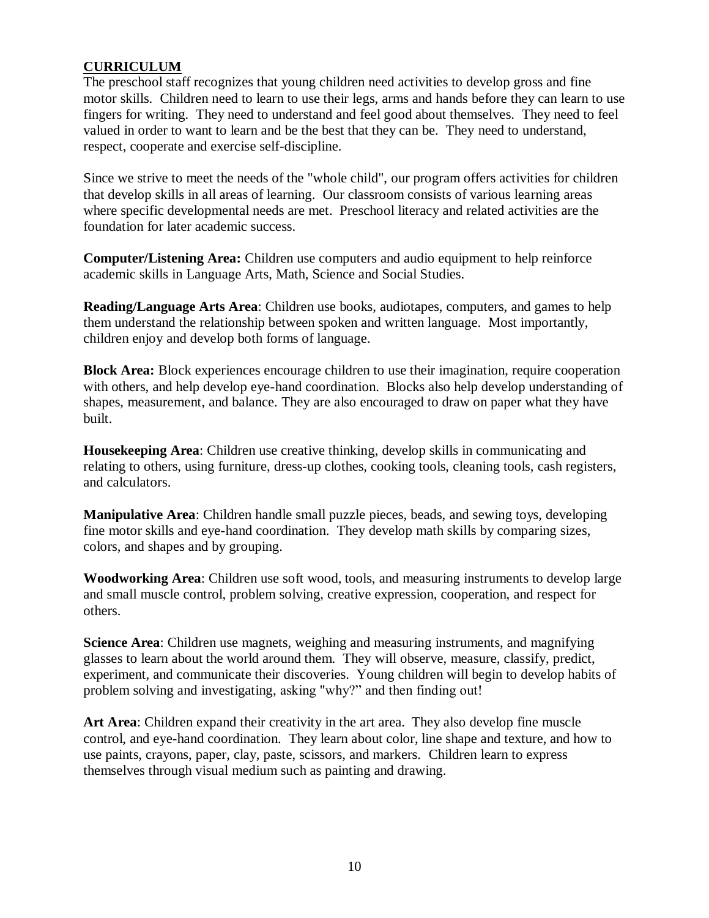## CURRICULUM

The preschool staff recognizes that young children need activities to develop gross and fine motor skills. Children need to learn to use their legs, arms and hands before they can learn to use fingers for writing. They need to understand and feel good about themselves. They need to feel valued in order to want to learn and be the best that they can be. They need to understand, respect, cooperate and exercise self-discipline.

Since we strive to meet the needs of the "whole child", our program offers activities for children that develop skills in all areas of learning. Our classroom consists of various learning areas where specific developmental needs are met. Preschool literacy and related activities are the foundation for later academic success.

**Computer/Listening Area:** Children use computers and audio equipment to help reinforce academic skills in Language Arts, Math, Science and Social Studies.

**Reading/Language Arts Area**: Children use books, audiotapes, computers, and games to help them understand the relationship between spoken and written language. Most importantly, children enjoy and develop both forms of language.

**Block Area:** Block experiences encourage children to use their imagination, require cooperation with others, and help develop eye-hand coordination. Blocks also help develop understanding of shapes, measurement, and balance. They are also encouraged to draw on paper what they have built.

**Housekeeping Area**: Children use creative thinking, develop skills in communicating and relating to others, using furniture, dress-up clothes, cooking tools, cleaning tools, cash registers, and calculators.

**Manipulative Area**: Children handle small puzzle pieces, beads, and sewing toys, developing fine motor skills and eye-hand coordination. They develop math skills by comparing sizes, colors, and shapes and by grouping.

**Woodworking Area**: Children use soft wood, tools, and measuring instruments to develop large and small muscle control, problem solving, creative expression, cooperation, and respect for others.

**Science Area**: Children use magnets, weighing and measuring instruments, and magnifying glasses to learn about the world around them. They will observe, measure, classify, predict, experiment, and communicate their discoveries. Young children will begin to develop habits of problem solving and investigating, asking "why?" and then finding out!

**Art Area**: Children expand their creativity in the art area. They also develop fine muscle control, and eye-hand coordination. They learn about color, line shape and texture, and how to use paints, crayons, paper, clay, paste, scissors, and markers. Children learn to express themselves through visual medium such as painting and drawing.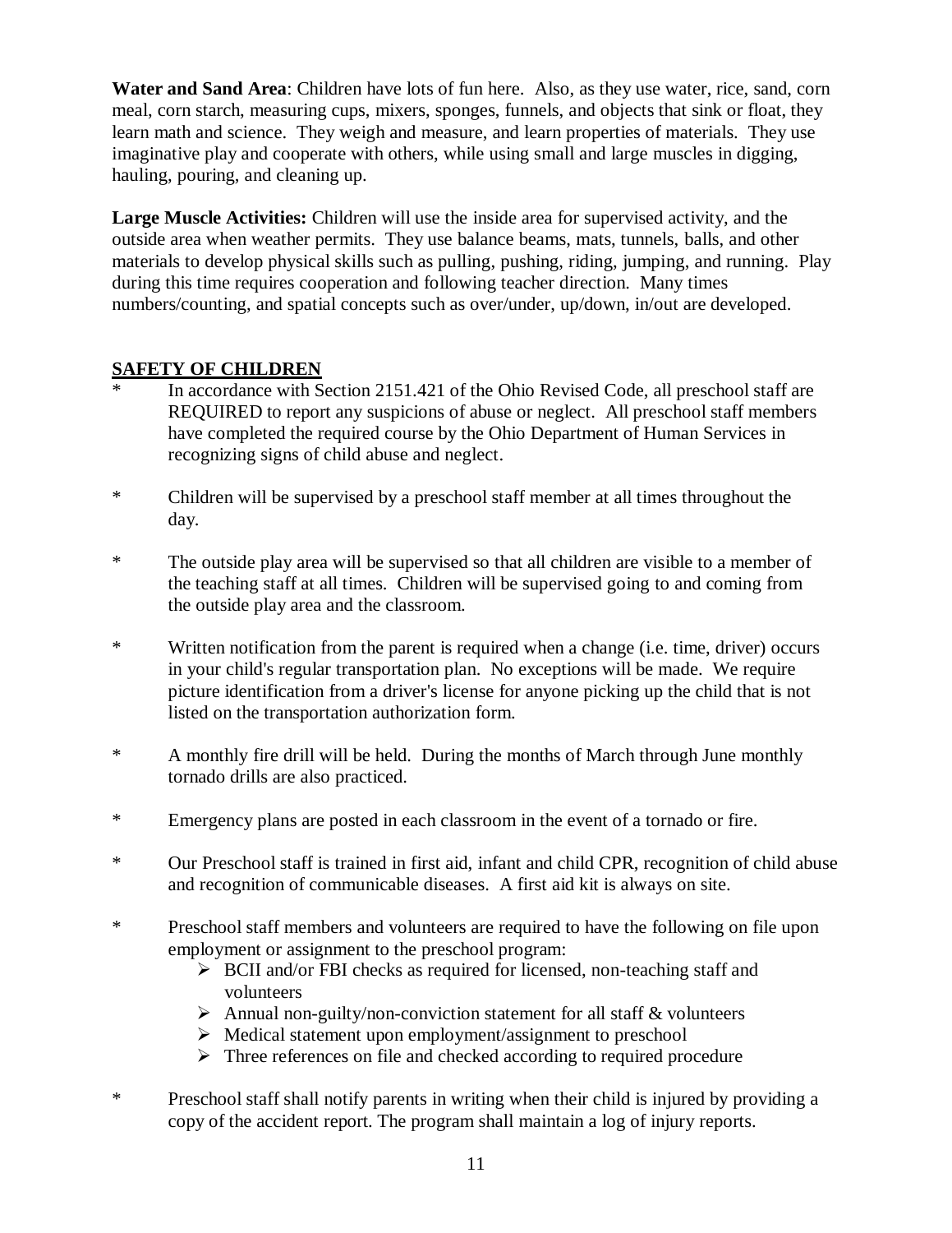**Water and Sand Area**: Children have lots of fun here. Also, as they use water, rice, sand, corn meal, corn starch, measuring cups, mixers, sponges, funnels, and objects that sink or float, they learn math and science. They weigh and measure, and learn properties of materials. They use imaginative play and cooperate with others, while using small and large muscles in digging, hauling, pouring, and cleaning up.

**Large Muscle Activities:** Children will use the inside area for supervised activity, and the outside area when weather permits. They use balance beams, mats, tunnels, balls, and other materials to develop physical skills such as pulling, pushing, riding, jumping, and running. Play during this time requires cooperation and following teacher direction. Many times numbers/counting, and spatial concepts such as over/under, up/down, in/out are developed.

## SAFETY OF CHILDREN

- In accordance with Section 2151.421 of the Ohio Revised Code, all preschool staff are REQUIRED to report any suspicions of abuse or neglect. All preschool staff members have completed the required course by the Ohio Department of Human Services in recognizing signs of child abuse and neglect.

- Children will be supervised by a preschool staff member at all times throughout the day.

- The outside play area will be supervised so that all children are visible to a member of the teaching staff at all times. Children will be supervised going to and coming from the outside play area and the classroom.

- Written notification from the parent is required when a change (i.e. time, driver) occurs in your child's regular transportation plan. No exceptions will be made. We require picture identification from a driver's license for anyone picking up the child that is not listed on the transportation authorization form.

- A monthly fire drill will be held. During the months of March through June monthly tornado drills are also practiced.

- Emergency plans are posted in each classroom in the event of a tornado or fire.

- Our Preschool staff is trained in first aid, infant and child CPR, recognition of child abuse and recognition of communicable diseases. A first aid kit is always on site.

- Preschool staff members and volunteers are required to have the following on file upon employment or assignment to the preschool program:
  - BCII and/or FBI checks as required for licensed, non-teaching staff and volunteers
  - Annual non-guilty/non-conviction statement for all staff & volunteers
  - Medical statement upon employment/assignment to preschool
  - Three references on file and checked according to required procedure

- Preschool staff shall notify parents in writing when their child is injured by providing a copy of the accident report. The program shall maintain a log of injury reports.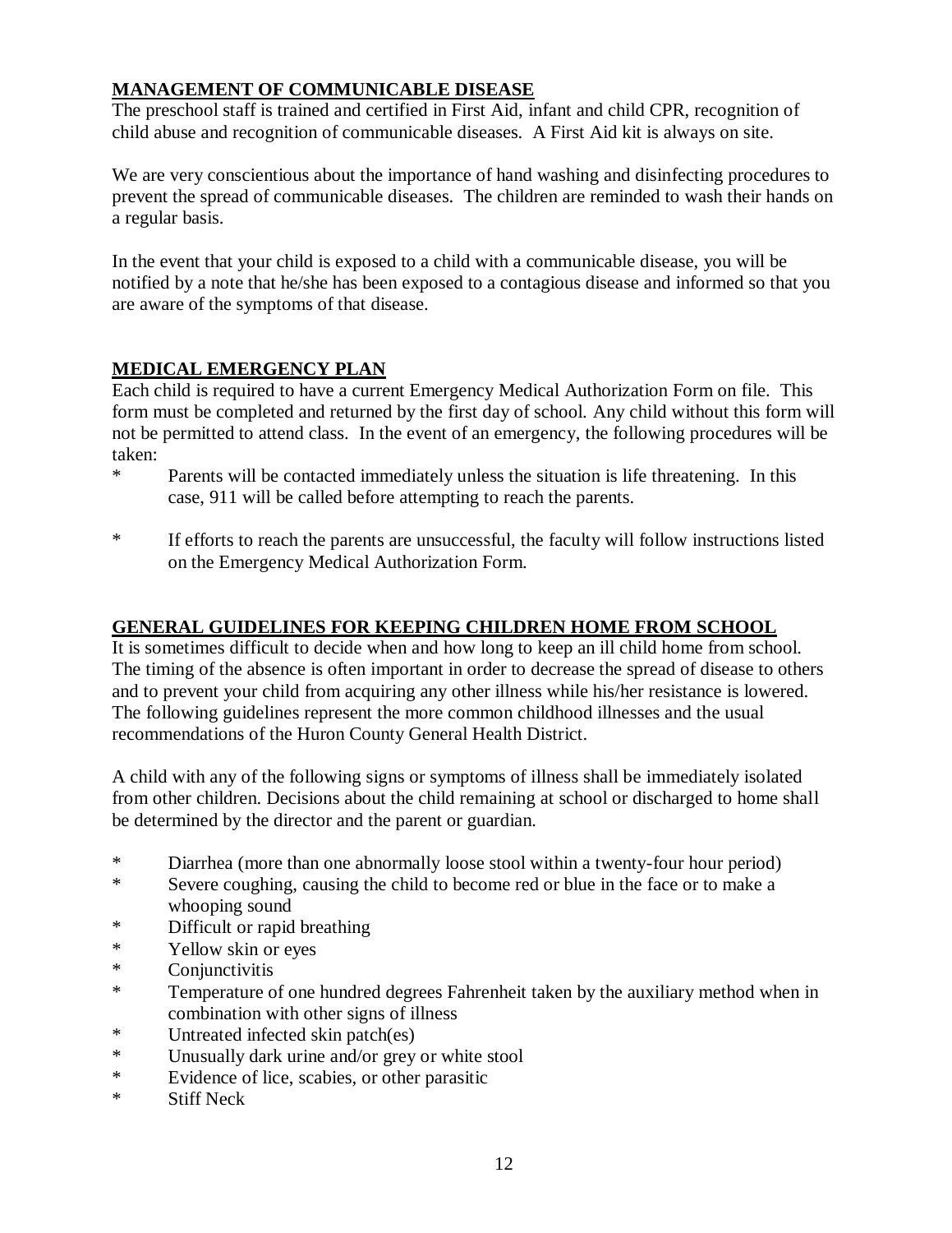## MANAGEMENT OF COMMUNICABLE DISEASE

The preschool staff is trained and certified in First Aid, infant and child CPR, recognition of child abuse and recognition of communicable diseases. A First Aid kit is always on site.

We are very conscientious about the importance of hand washing and disinfecting procedures to prevent the spread of communicable diseases. The children are reminded to wash their hands on a regular basis.

In the event that your child is exposed to a child with a communicable disease, you will be notified by a note that he/she has been exposed to a contagious disease and informed so that you are aware of the symptoms of that disease.

## MEDICAL EMERGENCY PLAN

Each child is required to have a current Emergency Medical Authorization Form on file. This form must be completed and returned by the first day of school. Any child without this form will not be permitted to attend class. In the event of an emergency, the following procedures will be taken:

- Parents will be contacted immediately unless the situation is life threatening. In this case, 911 will be called before attempting to reach the parents.
- If efforts to reach the parents are unsuccessful, the faculty will follow instructions listed on the Emergency Medical Authorization Form.

## GENERAL GUIDELINES FOR KEEPING CHILDREN HOME FROM SCHOOL

It is sometimes difficult to decide when and how long to keep an ill child home from school. The timing of the absence is often important in order to decrease the spread of disease to others and to prevent your child from acquiring any other illness while his/her resistance is lowered. The following guidelines represent the more common childhood illnesses and the usual recommendations of the Huron County General Health District.

A child with any of the following signs or symptoms of illness shall be immediately isolated from other children. Decisions about the child remaining at school or discharged to home shall be determined by the director and the parent or guardian.

- Diarrhea (more than one abnormally loose stool within a twenty-four hour period)
- Severe coughing, causing the child to become red or blue in the face or to make a whooping sound
- Difficult or rapid breathing
- Yellow skin or eyes
- Conjunctivitis
- Temperature of one hundred degrees Fahrenheit taken by the auxiliary method when in combination with other signs of illness
- Untreated infected skin patch(es)
- Unusually dark urine and/or grey or white stool
- Evidence of lice, scabies, or other parasitic
- Stiff Neck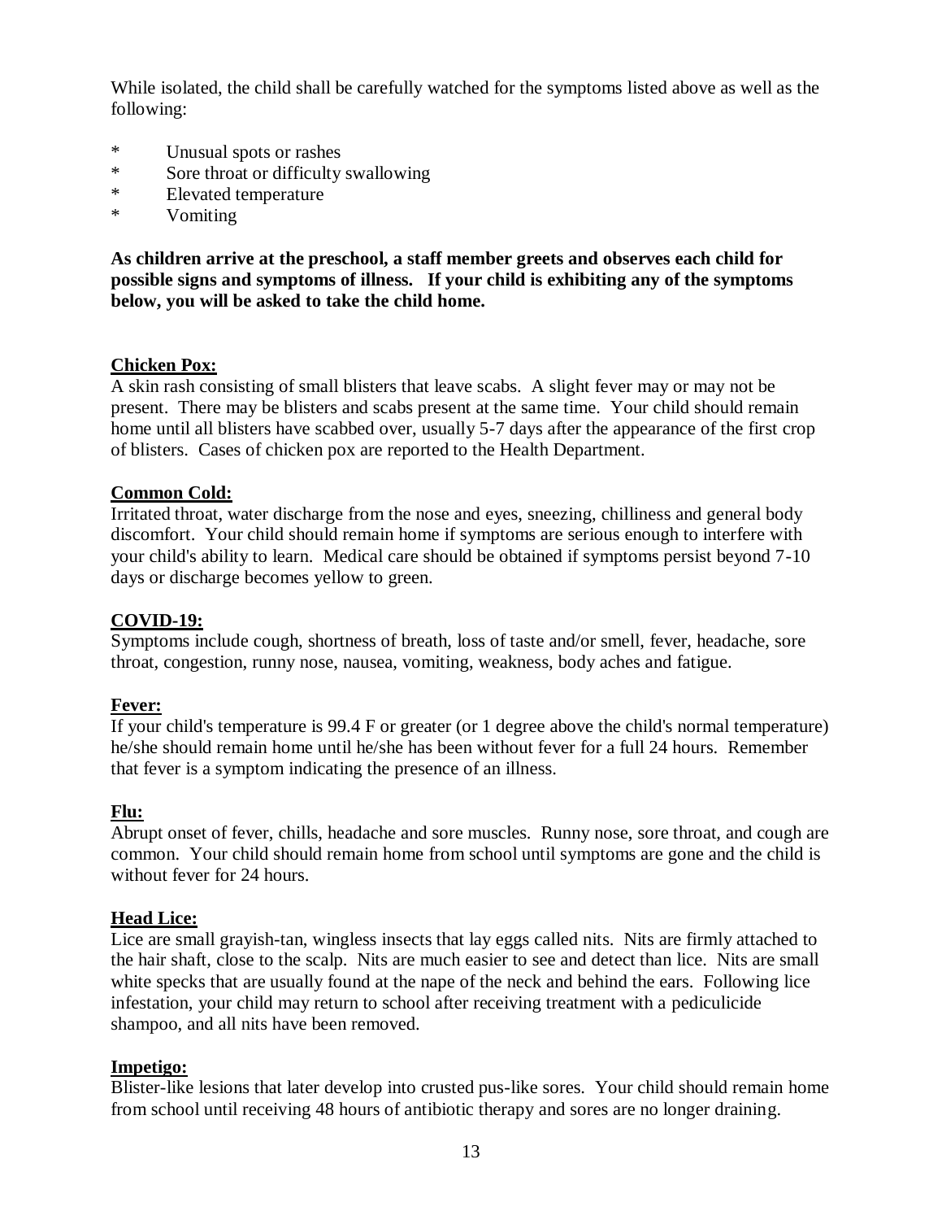While isolated, the child shall be carefully watched for the symptoms listed above as well as the following:

* Unusual spots or rashes
* Sore throat or difficulty swallowing
* Elevated temperature
* Vomiting

**As children arrive at the preschool, a staff member greets and observes each child for possible signs and symptoms of illness. If your child is exhibiting any of the symptoms below, you will be asked to take the child home.**

**Chicken Pox:**
A skin rash consisting of small blisters that leave scabs. A slight fever may or may not be present. There may be blisters and scabs present at the same time. Your child should remain home until all blisters have scabbed over, usually 5-7 days after the appearance of the first crop of blisters. Cases of chicken pox are reported to the Health Department.

**Common Cold:**
Irritated throat, water discharge from the nose and eyes, sneezing, chilliness and general body discomfort. Your child should remain home if symptoms are serious enough to interfere with your child's ability to learn. Medical care should be obtained if symptoms persist beyond 7-10 days or discharge becomes yellow to green.

**COVID-19:**
Symptoms include cough, shortness of breath, loss of taste and/or smell, fever, headache, sore throat, congestion, runny nose, nausea, vomiting, weakness, body aches and fatigue.

**Fever:**
If your child's temperature is 99.4 F or greater (or 1 degree above the child's normal temperature) he/she should remain home until he/she has been without fever for a full 24 hours. Remember that fever is a symptom indicating the presence of an illness.

**Flu:**
Abrupt onset of fever, chills, headache and sore muscles. Runny nose, sore throat, and cough are common. Your child should remain home from school until symptoms are gone and the child is without fever for 24 hours.

**Head Lice:**
Lice are small grayish-tan, wingless insects that lay eggs called nits. Nits are firmly attached to the hair shaft, close to the scalp. Nits are much easier to see and detect than lice. Nits are small white specks that are usually found at the nape of the neck and behind the ears. Following lice infestation, your child may return to school after receiving treatment with a pediculicide shampoo, and all nits have been removed.

**Impetigo:**
Blister-like lesions that later develop into crusted pus-like sores. Your child should remain home from school until receiving 48 hours of antibiotic therapy and sores are no longer draining.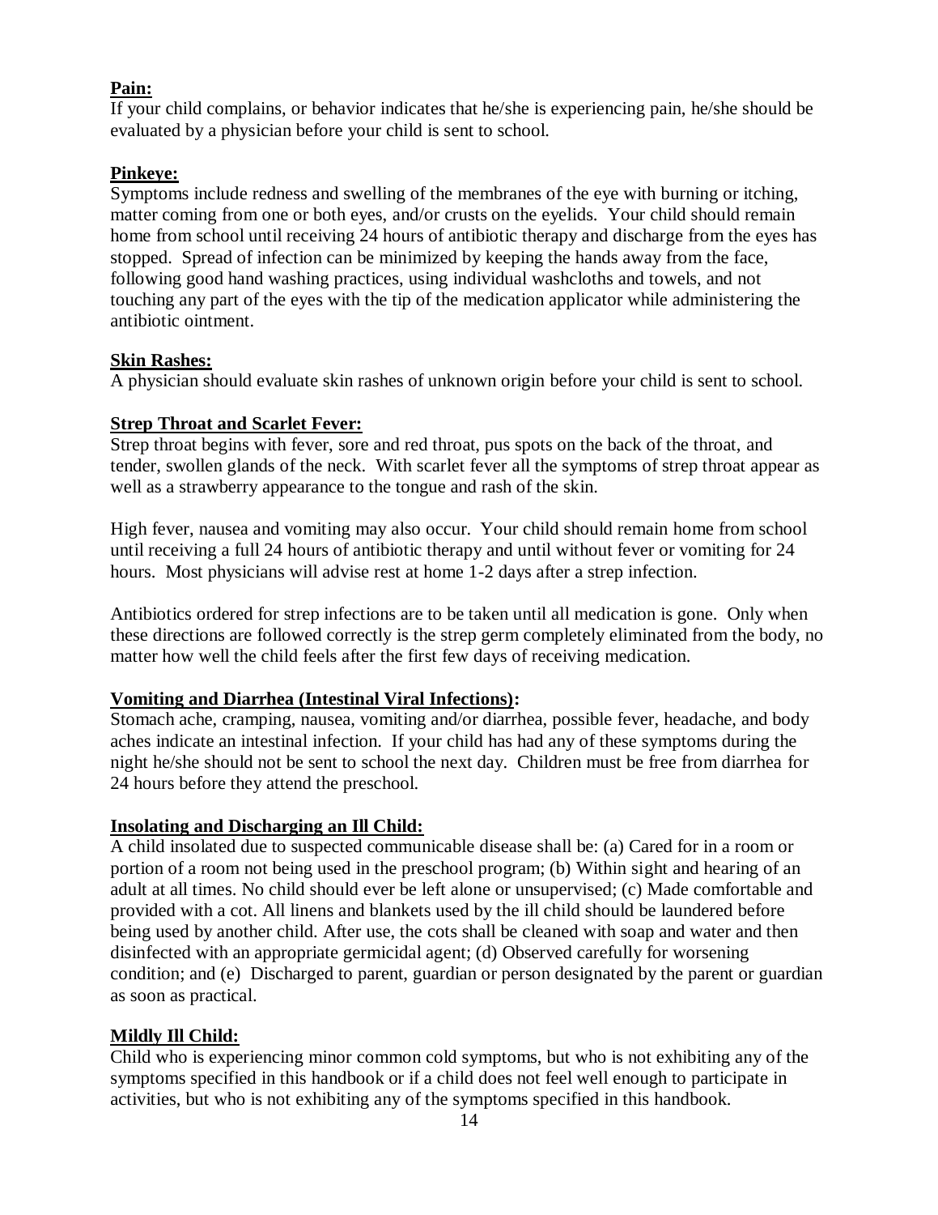**Pain:**
If your child complains, or behavior indicates that he/she is experiencing pain, he/she should be evaluated by a physician before your child is sent to school.

**Pinkeye:**
Symptoms include redness and swelling of the membranes of the eye with burning or itching, matter coming from one or both eyes, and/or crusts on the eyelids. Your child should remain home from school until receiving 24 hours of antibiotic therapy and discharge from the eyes has stopped. Spread of infection can be minimized by keeping the hands away from the face, following good hand washing practices, using individual washcloths and towels, and not touching any part of the eyes with the tip of the medication applicator while administering the antibiotic ointment.

**Skin Rashes:**
A physician should evaluate skin rashes of unknown origin before your child is sent to school.

**Strep Throat and Scarlet Fever:**
Strep throat begins with fever, sore and red throat, pus spots on the back of the throat, and tender, swollen glands of the neck. With scarlet fever all the symptoms of strep throat appear as well as a strawberry appearance to the tongue and rash of the skin.

High fever, nausea and vomiting may also occur. Your child should remain home from school until receiving a full 24 hours of antibiotic therapy and until without fever or vomiting for 24 hours. Most physicians will advise rest at home 1-2 days after a strep infection.

Antibiotics ordered for strep infections are to be taken until all medication is gone. Only when these directions are followed correctly is the strep germ completely eliminated from the body, no matter how well the child feels after the first few days of receiving medication.

**Vomiting and Diarrhea (Intestinal Viral Infections):**
Stomach ache, cramping, nausea, vomiting and/or diarrhea, possible fever, headache, and body aches indicate an intestinal infection. If your child has had any of these symptoms during the night he/she should not be sent to school the next day. Children must be free from diarrhea for 24 hours before they attend the preschool.

**Insolating and Discharging an Ill Child:**
A child insolated due to suspected communicable disease shall be: (a) Cared for in a room or portion of a room not being used in the preschool program; (b) Within sight and hearing of an adult at all times. No child should ever be left alone or unsupervised; (c) Made comfortable and provided with a cot. All linens and blankets used by the ill child should be laundered before being used by another child. After use, the cots shall be cleaned with soap and water and then disinfected with an appropriate germicidal agent; (d) Observed carefully for worsening condition; and (e) Discharged to parent, guardian or person designated by the parent or guardian as soon as practical.

**Mildly Ill Child:**
Child who is experiencing minor common cold symptoms, but who is not exhibiting any of the symptoms specified in this handbook or if a child does not feel well enough to participate in activities, but who is not exhibiting any of the symptoms specified in this handbook.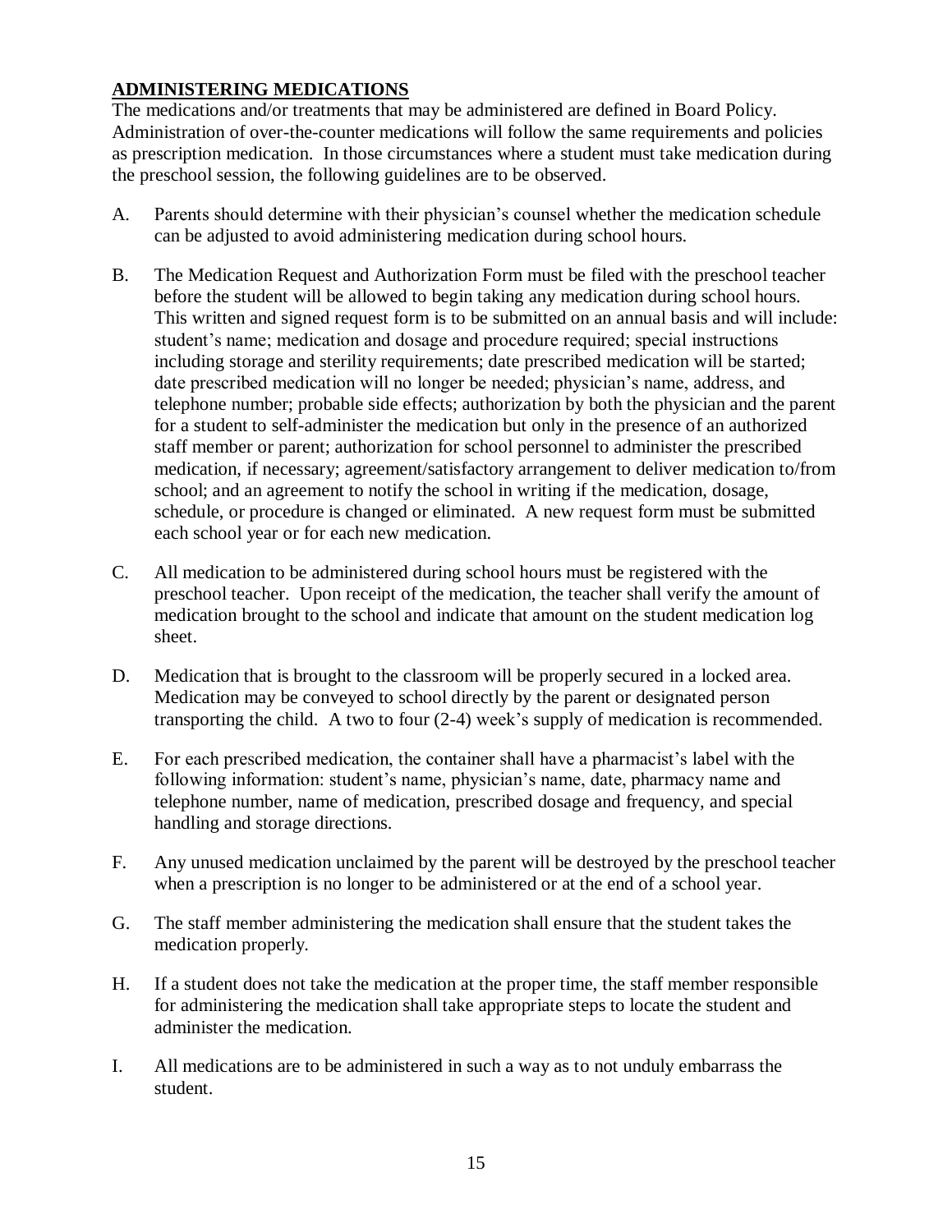## ADMINISTERING MEDICATIONS

The medications and/or treatments that may be administered are defined in Board Policy. Administration of over-the-counter medications will follow the same requirements and policies as prescription medication. In those circumstances where a student must take medication during the preschool session, the following guidelines are to be observed.

A. Parents should determine with their physician's counsel whether the medication schedule can be adjusted to avoid administering medication during school hours.

B. The Medication Request and Authorization Form must be filed with the preschool teacher before the student will be allowed to begin taking any medication during school hours. This written and signed request form is to be submitted on an annual basis and will include: student's name; medication and dosage and procedure required; special instructions including storage and sterility requirements; date prescribed medication will be started; date prescribed medication will no longer be needed; physician's name, address, and telephone number; probable side effects; authorization by both the physician and the parent for a student to self-administer the medication but only in the presence of an authorized staff member or parent; authorization for school personnel to administer the prescribed medication, if necessary; agreement/satisfactory arrangement to deliver medication to/from school; and an agreement to notify the school in writing if the medication, dosage, schedule, or procedure is changed or eliminated. A new request form must be submitted each school year or for each new medication.

C. All medication to be administered during school hours must be registered with the preschool teacher. Upon receipt of the medication, the teacher shall verify the amount of medication brought to the school and indicate that amount on the student medication log sheet.

D. Medication that is brought to the classroom will be properly secured in a locked area. Medication may be conveyed to school directly by the parent or designated person transporting the child. A two to four (2-4) week's supply of medication is recommended.

E. For each prescribed medication, the container shall have a pharmacist's label with the following information: student's name, physician's name, date, pharmacy name and telephone number, name of medication, prescribed dosage and frequency, and special handling and storage directions.

F. Any unused medication unclaimed by the parent will be destroyed by the preschool teacher when a prescription is no longer to be administered or at the end of a school year.

G. The staff member administering the medication shall ensure that the student takes the medication properly.

H. If a student does not take the medication at the proper time, the staff member responsible for administering the medication shall take appropriate steps to locate the student and administer the medication.

I. All medications are to be administered in such a way as to not unduly embarrass the student.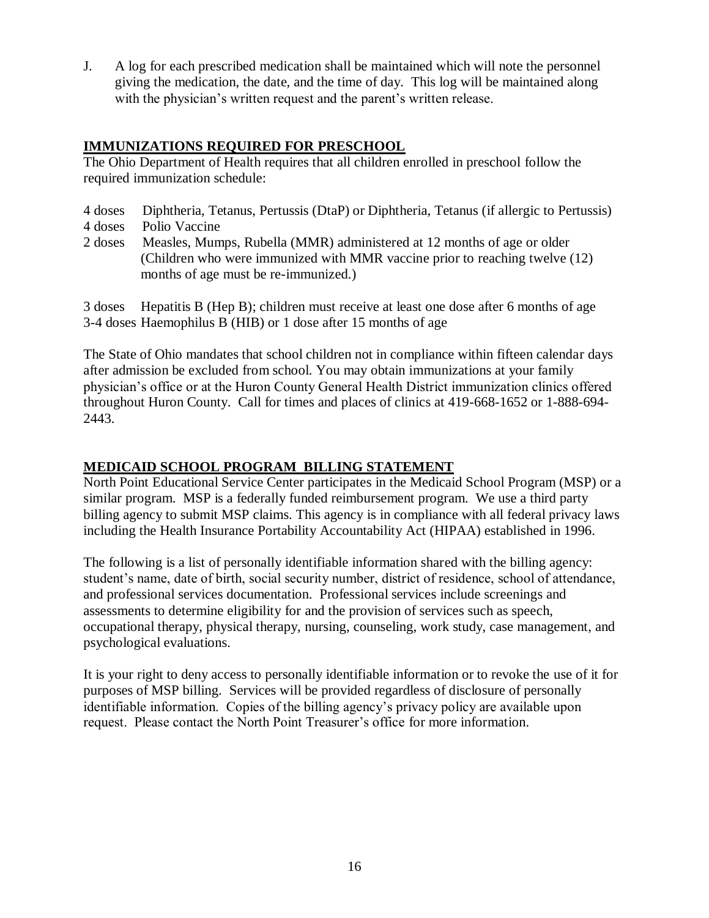J. A log for each prescribed medication shall be maintained which will note the personnel giving the medication, the date, and the time of day. This log will be maintained along with the physician's written request and the parent's written release.

## IMMUNIZATIONS REQUIRED FOR PRESCHOOL

The Ohio Department of Health requires that all children enrolled in preschool follow the required immunization schedule:

4 doses Diphtheria, Tetanus, Pertussis (DtaP) or Diphtheria, Tetanus (if allergic to Pertussis)
4 doses Polio Vaccine
2 doses Measles, Mumps, Rubella (MMR) administered at 12 months of age or older (Children who were immunized with MMR vaccine prior to reaching twelve (12) months of age must be re-immunized.)

3 doses Hepatitis B (Hep B); children must receive at least one dose after 6 months of age
3-4 doses Haemophilus B (HIB) or 1 dose after 15 months of age

The State of Ohio mandates that school children not in compliance within fifteen calendar days after admission be excluded from school. You may obtain immunizations at your family physician's office or at the Huron County General Health District immunization clinics offered throughout Huron County. Call for times and places of clinics at 419-668-1652 or 1-888-694-2443.

## MEDICAID SCHOOL PROGRAM BILLING STATEMENT

North Point Educational Service Center participates in the Medicaid School Program (MSP) or a similar program. MSP is a federally funded reimbursement program. We use a third party billing agency to submit MSP claims. This agency is in compliance with all federal privacy laws including the Health Insurance Portability Accountability Act (HIPAA) established in 1996.

The following is a list of personally identifiable information shared with the billing agency: student's name, date of birth, social security number, district of residence, school of attendance, and professional services documentation. Professional services include screenings and assessments to determine eligibility for and the provision of services such as speech, occupational therapy, physical therapy, nursing, counseling, work study, case management, and psychological evaluations.

It is your right to deny access to personally identifiable information or to revoke the use of it for purposes of MSP billing. Services will be provided regardless of disclosure of personally identifiable information. Copies of the billing agency's privacy policy are available upon request. Please contact the North Point Treasurer's office for more information.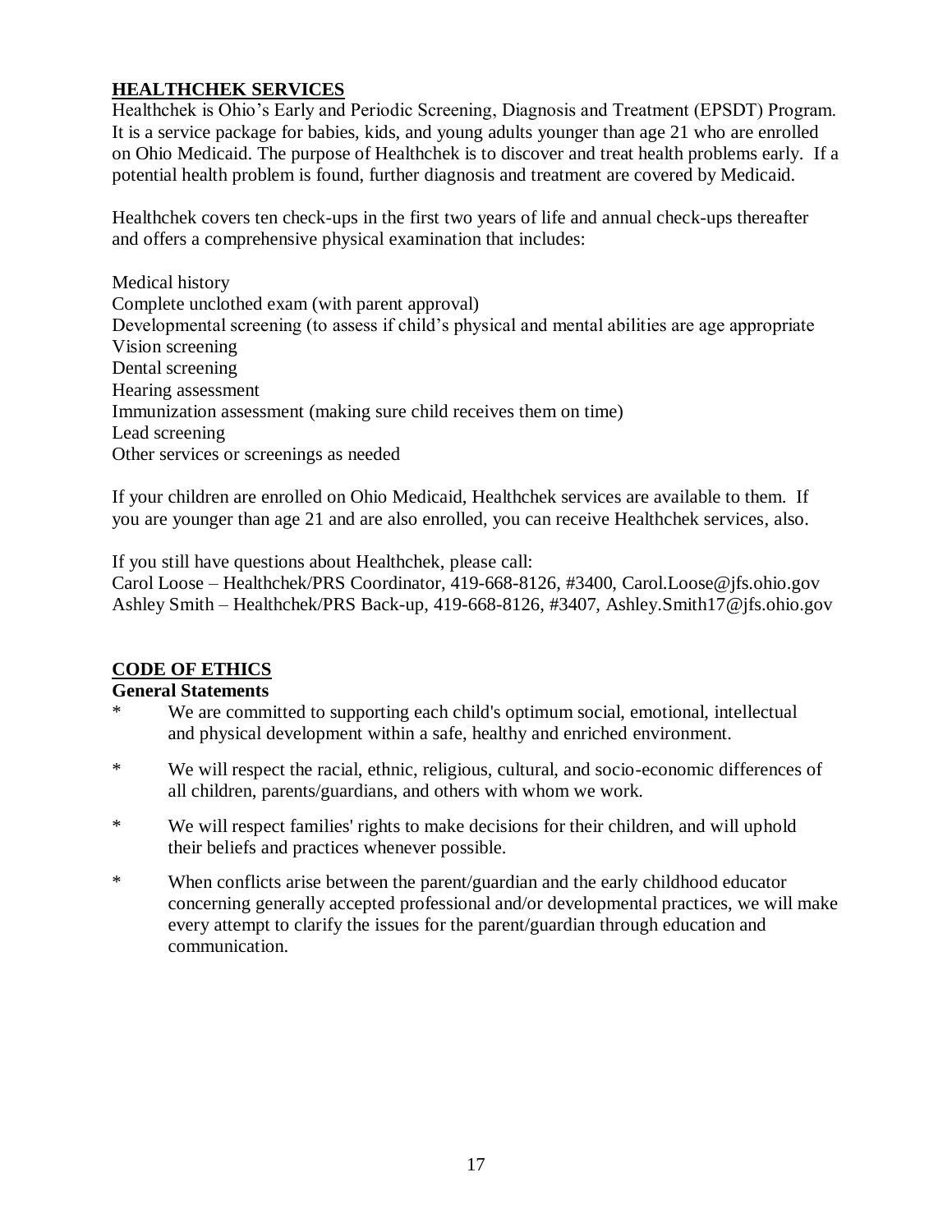## HEALTHCHEK SERVICES

Healthchek is Ohio's Early and Periodic Screening, Diagnosis and Treatment (EPSDT) Program. It is a service package for babies, kids, and young adults younger than age 21 who are enrolled on Ohio Medicaid. The purpose of Healthchek is to discover and treat health problems early. If a potential health problem is found, further diagnosis and treatment are covered by Medicaid.

Healthchek covers ten check-ups in the first two years of life and annual check-ups thereafter and offers a comprehensive physical examination that includes:

Medical history
Complete unclothed exam (with parent approval)
Developmental screening (to assess if child's physical and mental abilities are age appropriate
Vision screening
Dental screening
Hearing assessment
Immunization assessment (making sure child receives them on time)
Lead screening
Other services or screenings as needed

If your children are enrolled on Ohio Medicaid, Healthchek services are available to them. If you are younger than age 21 and are also enrolled, you can receive Healthchek services, also.

If you still have questions about Healthchek, please call:
Carol Loose – Healthchek/PRS Coordinator, 419-668-8126, #3400, Carol.Loose@jfs.ohio.gov
Ashley Smith – Healthchek/PRS Back-up, 419-668-8126, #3407, Ashley.Smith17@jfs.ohio.gov

## CODE OF ETHICS

**General Statements**

* We are committed to supporting each child's optimum social, emotional, intellectual and physical development within a safe, healthy and enriched environment.

* We will respect the racial, ethnic, religious, cultural, and socio-economic differences of all children, parents/guardians, and others with whom we work.

* We will respect families' rights to make decisions for their children, and will uphold their beliefs and practices whenever possible.

* When conflicts arise between the parent/guardian and the early childhood educator concerning generally accepted professional and/or developmental practices, we will make every attempt to clarify the issues for the parent/guardian through education and communication.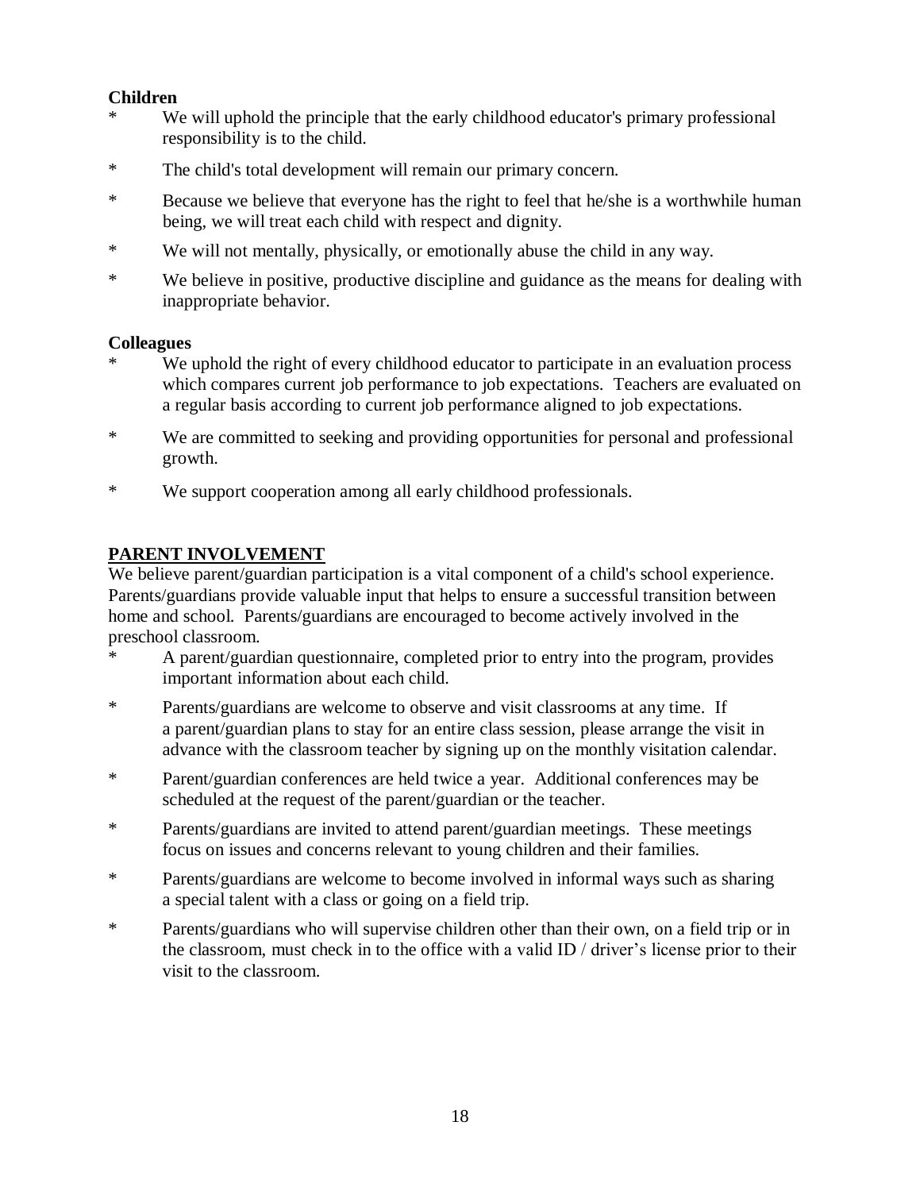**Children**

* We will uphold the principle that the early childhood educator's primary professional responsibility is to the child.
* The child's total development will remain our primary concern.
* Because we believe that everyone has the right to feel that he/she is a worthwhile human being, we will treat each child with respect and dignity.
* We will not mentally, physically, or emotionally abuse the child in any way.
* We believe in positive, productive discipline and guidance as the means for dealing with inappropriate behavior.

**Colleagues**

* We uphold the right of every childhood educator to participate in an evaluation process which compares current job performance to job expectations. Teachers are evaluated on a regular basis according to current job performance aligned to job expectations.
* We are committed to seeking and providing opportunities for personal and professional growth.
* We support cooperation among all early childhood professionals.

## PARENT INVOLVEMENT

We believe parent/guardian participation is a vital component of a child's school experience. Parents/guardians provide valuable input that helps to ensure a successful transition between home and school. Parents/guardians are encouraged to become actively involved in the preschool classroom.

* A parent/guardian questionnaire, completed prior to entry into the program, provides important information about each child.
* Parents/guardians are welcome to observe and visit classrooms at any time. If a parent/guardian plans to stay for an entire class session, please arrange the visit in advance with the classroom teacher by signing up on the monthly visitation calendar.
* Parent/guardian conferences are held twice a year. Additional conferences may be scheduled at the request of the parent/guardian or the teacher.
* Parents/guardians are invited to attend parent/guardian meetings. These meetings focus on issues and concerns relevant to young children and their families.
* Parents/guardians are welcome to become involved in informal ways such as sharing a special talent with a class or going on a field trip.
* Parents/guardians who will supervise children other than their own, on a field trip or in the classroom, must check in to the office with a valid ID / driver's license prior to their visit to the classroom.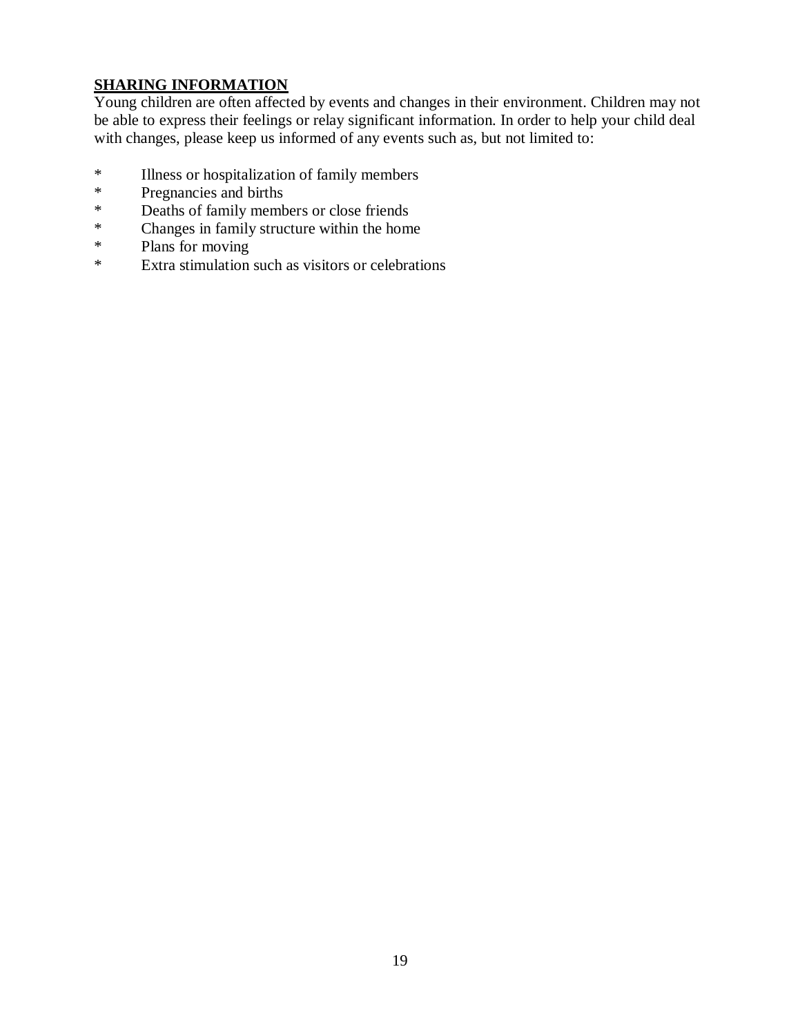**SHARING INFORMATION**

Young children are often affected by events and changes in their environment. Children may not be able to express their feelings or relay significant information. In order to help your child deal with changes, please keep us informed of any events such as, but not limited to:

* Illness or hospitalization of family members
* Pregnancies and births
* Deaths of family members or close friends
* Changes in family structure within the home
* Plans for moving
* Extra stimulation such as visitors or celebrations